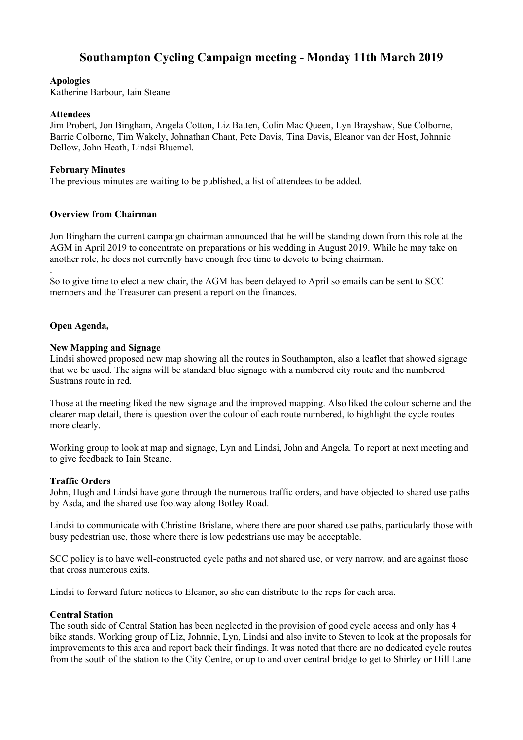# Southampton Cycling Campaign meeting - Monday 11th March 2019

**Apologies**
Katherine Barbour, Iain Steane

**Attendees**
Jim Probert, Jon Bingham, Angela Cotton, Liz Batten, Colin Mac Queen, Lyn Brayshaw, Sue Colborne, Barrie Colborne, Tim Wakely, Johnathan Chant, Pete Davis, Tina Davis, Eleanor van der Host, Johnnie Dellow, John Heath, Lindsi Bluemel.

**February Minutes**
The previous minutes are waiting to be published, a list of attendees to be added.

**Overview from Chairman**

Jon Bingham the current campaign chairman announced that he will be standing down from this role at the AGM in April 2019 to concentrate on preparations or his wedding in August 2019. While he may take on another role, he does not currently have enough free time to devote to being chairman.
.
So to give time to elect a new chair, the AGM has been delayed to April so emails can be sent to SCC members and the Treasurer can present a report on the finances.

**Open Agenda,**

**New Mapping and Signage**
Lindsi showed proposed new map showing all the routes in Southampton, also a leaflet that showed signage that we be used. The signs will be standard blue signage with a numbered city route and the numbered Sustrans route in red.

Those at the meeting liked the new signage and the improved mapping. Also liked the colour scheme and the clearer map detail, there is question over the colour of each route numbered, to highlight the cycle routes more clearly.

Working group to look at map and signage, Lyn and Lindsi, John and Angela. To report at next meeting and to give feedback to Iain Steane.

**Traffic Orders**
John, Hugh and Lindsi have gone through the numerous traffic orders, and have objected to shared use paths by Asda, and the shared use footway along Botley Road.

Lindsi to communicate with Christine Brislane, where there are poor shared use paths, particularly those with busy pedestrian use, those where there is low pedestrians use may be acceptable.

SCC policy is to have well-constructed cycle paths and not shared use, or very narrow, and are against those that cross numerous exits.

Lindsi to forward future notices to Eleanor, so she can distribute to the reps for each area.

**Central Station**
The south side of Central Station has been neglected in the provision of good cycle access and only has 4 bike stands. Working group of Liz, Johnnie, Lyn, Lindsi and also invite to Steven to look at the proposals for improvements to this area and report back their findings. It was noted that there are no dedicated cycle routes from the south of the station to the City Centre, or up to and over central bridge to get to Shirley or Hill Lane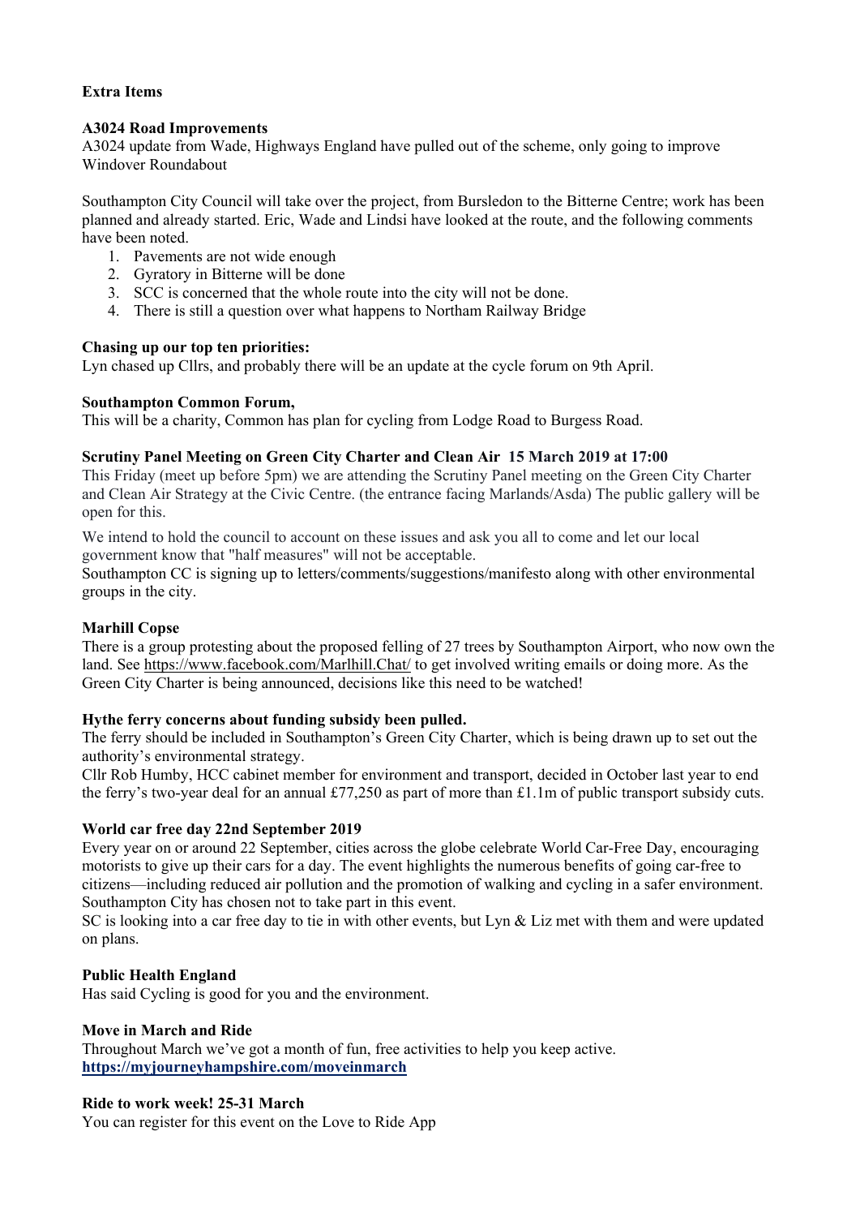**Extra Items**

**A3024 Road Improvements**

A3024 update from Wade, Highways England have pulled out of the scheme, only going to improve Windover Roundabout

Southampton City Council will take over the project, from Bursledon to the Bitterne Centre; work has been planned and already started. Eric, Wade and Lindsi have looked at the route, and the following comments have been noted.

1. Pavements are not wide enough
2. Gyratory in Bitterne will be done
3. SCC is concerned that the whole route into the city will not be done.
4. There is still a question over what happens to Northam Railway Bridge

**Chasing up our top ten priorities:**

Lyn chased up Cllrs, and probably there will be an update at the cycle forum on 9th April.

**Southampton Common Forum,**

This will be a charity, Common has plan for cycling from Lodge Road to Burgess Road.

**Scrutiny Panel Meeting on Green City Charter and Clean Air 15 March 2019 at 17:00**

This Friday (meet up before 5pm) we are attending the Scrutiny Panel meeting on the Green City Charter and Clean Air Strategy at the Civic Centre. (the entrance facing Marlands/Asda) The public gallery will be open for this.

We intend to hold the council to account on these issues and ask you all to come and let our local government know that "half measures" will not be acceptable.

Southampton CC is signing up to letters/comments/suggestions/manifesto along with other environmental groups in the city.

**Marhill Copse**

There is a group protesting about the proposed felling of 27 trees by Southampton Airport, who now own the land. See https://www.facebook.com/Marlhill.Chat/ to get involved writing emails or doing more. As the Green City Charter is being announced, decisions like this need to be watched!

**Hythe ferry concerns about funding subsidy been pulled.**

The ferry should be included in Southampton's Green City Charter, which is being drawn up to set out the authority's environmental strategy.

Cllr Rob Humby, HCC cabinet member for environment and transport, decided in October last year to end the ferry's two-year deal for an annual £77,250 as part of more than £1.1m of public transport subsidy cuts.

**World car free day 22nd September 2019**

Every year on or around 22 September, cities across the globe celebrate World Car-Free Day, encouraging motorists to give up their cars for a day. The event highlights the numerous benefits of going car-free to citizens—including reduced air pollution and the promotion of walking and cycling in a safer environment. Southampton City has chosen not to take part in this event.

SC is looking into a car free day to tie in with other events, but Lyn & Liz met with them and were updated on plans.

**Public Health England**

Has said Cycling is good for you and the environment.

**Move in March and Ride**

Throughout March we've got a month of fun, free activities to help you keep active.
**https://myjourneyhampshire.com/moveinmarch**

**Ride to work week! 25-31 March**

You can register for this event on the Love to Ride App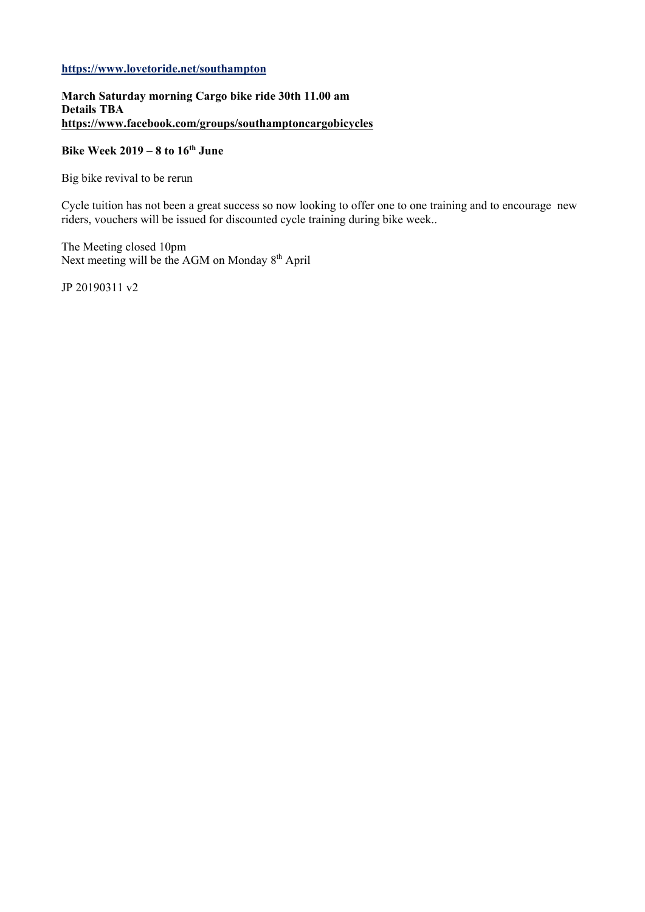**https://www.lovetoride.net/southampton**

**March Saturday morning Cargo bike ride 30th 11.00 am**
**Details TBA**
**https://www.facebook.com/groups/southamptoncargobicycles**

**Bike Week 2019 – 8 to 16th June**

Big bike revival to be rerun

Cycle tuition has not been a great success so now looking to offer one to one training and to encourage new riders, vouchers will be issued for discounted cycle training during bike week..

The Meeting closed 10pm
Next meeting will be the AGM on Monday 8th April

JP 20190311 v2